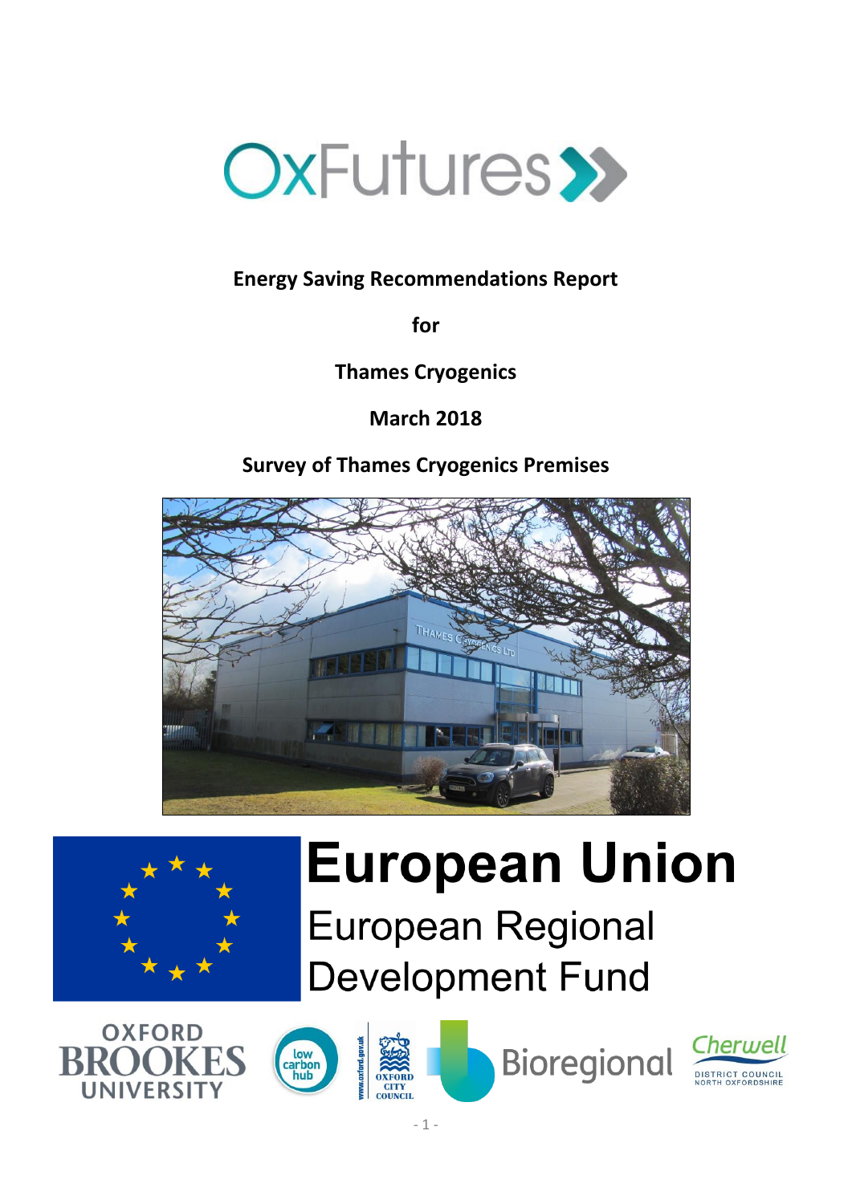OxFutures

**Energy Saving Recommendations Report**

**for**

**Thames Cryogenics**

**March 2018**

**Survey of Thames Cryogenics Premises**

European Union

European Regional Development Fund

OXFORD BROOKES UNIVERSITY

low carbon hub

OXFORD CITY COUNCIL

Bioregional

Cherwell DISTRICT COUNCIL NORTH OXFORDSHIRE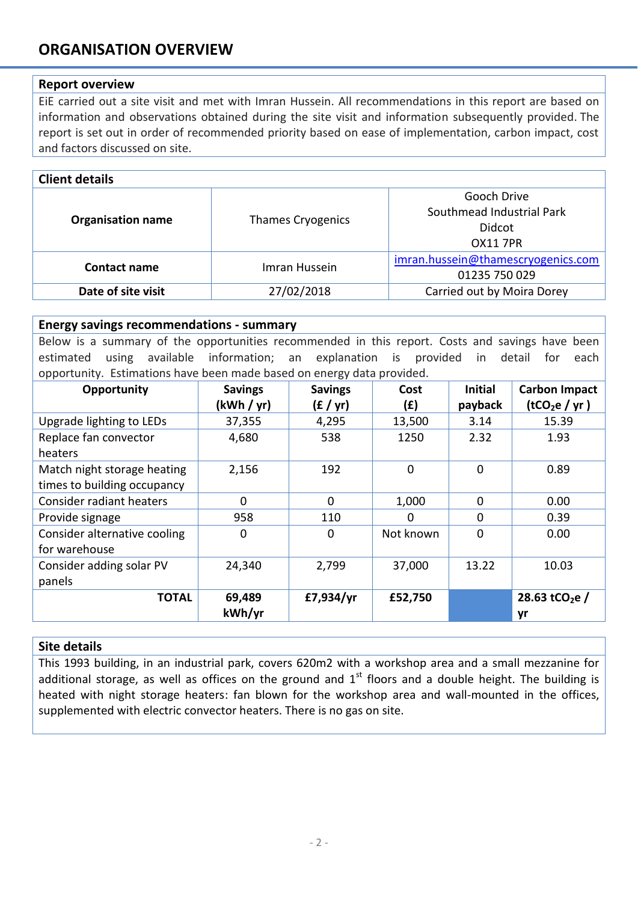# ORGANISATION OVERVIEW

## Report overview

EiE carried out a site visit and met with Imran Hussein. All recommendations in this report are based on information and observations obtained during the site visit and information subsequently provided. The report is set out in order of recommended priority based on ease of implementation, carbon impact, cost and factors discussed on site.

## Client details

| | | |
|---|---|---|
| **Organisation name** | Thames Cryogenics | Gooch Drive<br>Southmead Industrial Park<br>Didcot<br>OX11 7PR |
| **Contact name** | Imran Hussein | imran.hussein@thamescryogenics.com<br>01235 750 029 |
| **Date of site visit** | 27/02/2018 | Carried out by Moira Dorey |

## Energy savings recommendations - summary

Below is a summary of the opportunities recommended in this report. Costs and savings have been estimated using available information; an explanation is provided in detail for each opportunity. Estimations have been made based on energy data provided.

| Opportunity | Savings (kWh / yr) | Savings (£ / yr) | Cost (£) | Initial payback | Carbon Impact ($tCO_2e$ / yr ) |
|---|---|---|---|---|---|
| Upgrade lighting to LEDs | 37,355 | 4,295 | 13,500 | 3.14 | 15.39 |
| Replace fan convector heaters | 4,680 | 538 | 1250 | 2.32 | 1.93 |
| Match night storage heating times to building occupancy | 2,156 | 192 | 0 | 0 | 0.89 |
| Consider radiant heaters | 0 | 0 | 1,000 | 0 | 0.00 |
| Provide signage | 958 | 110 | 0 | 0 | 0.39 |
| Consider alternative cooling for warehouse | 0 | 0 | Not known | 0 | 0.00 |
| Consider adding solar PV panels | 24,340 | 2,799 | 37,000 | 13.22 | 10.03 |
| **TOTAL** | **69,489 kWh/yr** | **£7,934/yr** | **£52,750** | | **28.63 $tCO_2e$ / yr** |

## Site details

This 1993 building, in an industrial park, covers 620m2 with a workshop area and a small mezzanine for additional storage, as well as offices on the ground and 1st floors and a double height. The building is heated with night storage heaters: fan blown for the workshop area and wall-mounted in the offices, supplemented with electric convector heaters. There is no gas on site.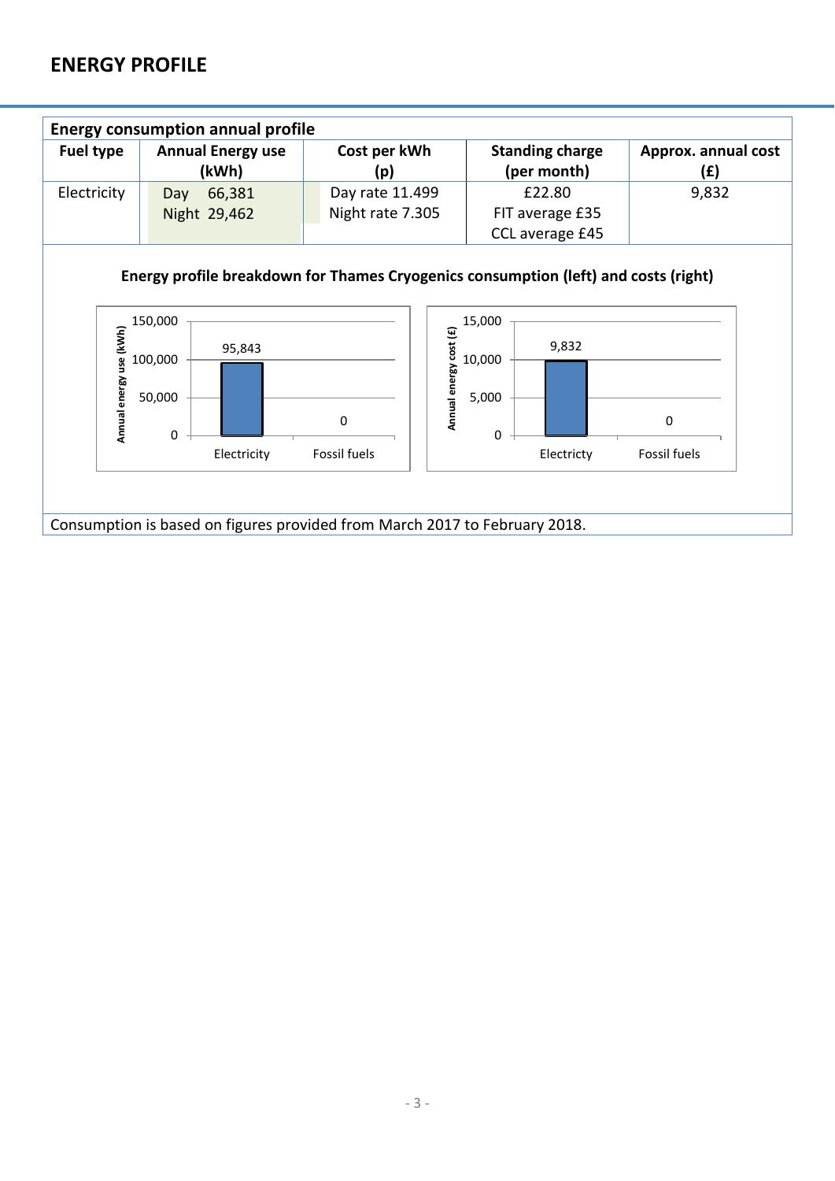## ENERGY PROFILE

| Energy consumption annual profile | | | | |
|---|---|---|---|---|
| **Fuel type** | **Annual Energy use (kWh)** | **Cost per kWh (p)** | **Standing charge (per month)** | **Approx. annual cost (£)** |
| Electricity | Day 66,381<br>Night 29,462 | Day rate 11.499<br>Night rate 7.305 | £22.80<br>FIT average £35<br>CCL average £45 | 9,832 |

**Energy profile breakdown for Thames Cryogenics consumption (left) and costs (right)**

| | Annual energy use (kWh) | Annual energy cost (£) |
|---|---|---|
| Electricity | 95,843 | 9,832 |
| Fossil fuels | 0 | 0 |

Consumption is based on figures provided from March 2017 to February 2018.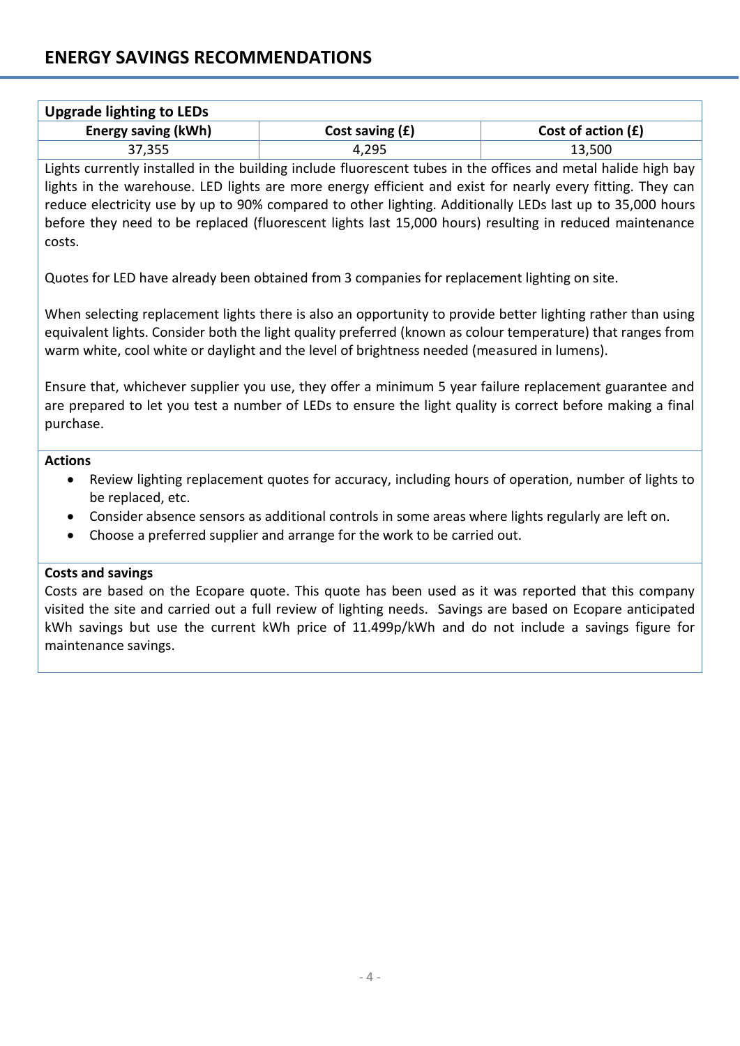## ENERGY SAVINGS RECOMMENDATIONS

### Upgrade lighting to LEDs

| Energy saving (kWh) | Cost saving (£) | Cost of action (£) |
|---|---|---|
| 37,355 | 4,295 | 13,500 |

Lights currently installed in the building include fluorescent tubes in the offices and metal halide high bay lights in the warehouse. LED lights are more energy efficient and exist for nearly every fitting. They can reduce electricity use by up to 90% compared to other lighting. Additionally LEDs last up to 35,000 hours before they need to be replaced (fluorescent lights last 15,000 hours) resulting in reduced maintenance costs.

Quotes for LED have already been obtained from 3 companies for replacement lighting on site.

When selecting replacement lights there is also an opportunity to provide better lighting rather than using equivalent lights. Consider both the light quality preferred (known as colour temperature) that ranges from warm white, cool white or daylight and the level of brightness needed (measured in lumens).

Ensure that, whichever supplier you use, they offer a minimum 5 year failure replacement guarantee and are prepared to let you test a number of LEDs to ensure the light quality is correct before making a final purchase.

**Actions**

- Review lighting replacement quotes for accuracy, including hours of operation, number of lights to be replaced, etc.
- Consider absence sensors as additional controls in some areas where lights regularly are left on.
- Choose a preferred supplier and arrange for the work to be carried out.

**Costs and savings**

Costs are based on the Ecopare quote. This quote has been used as it was reported that this company visited the site and carried out a full review of lighting needs. Savings are based on Ecopare anticipated kWh savings but use the current kWh price of 11.499p/kWh and do not include a savings figure for maintenance savings.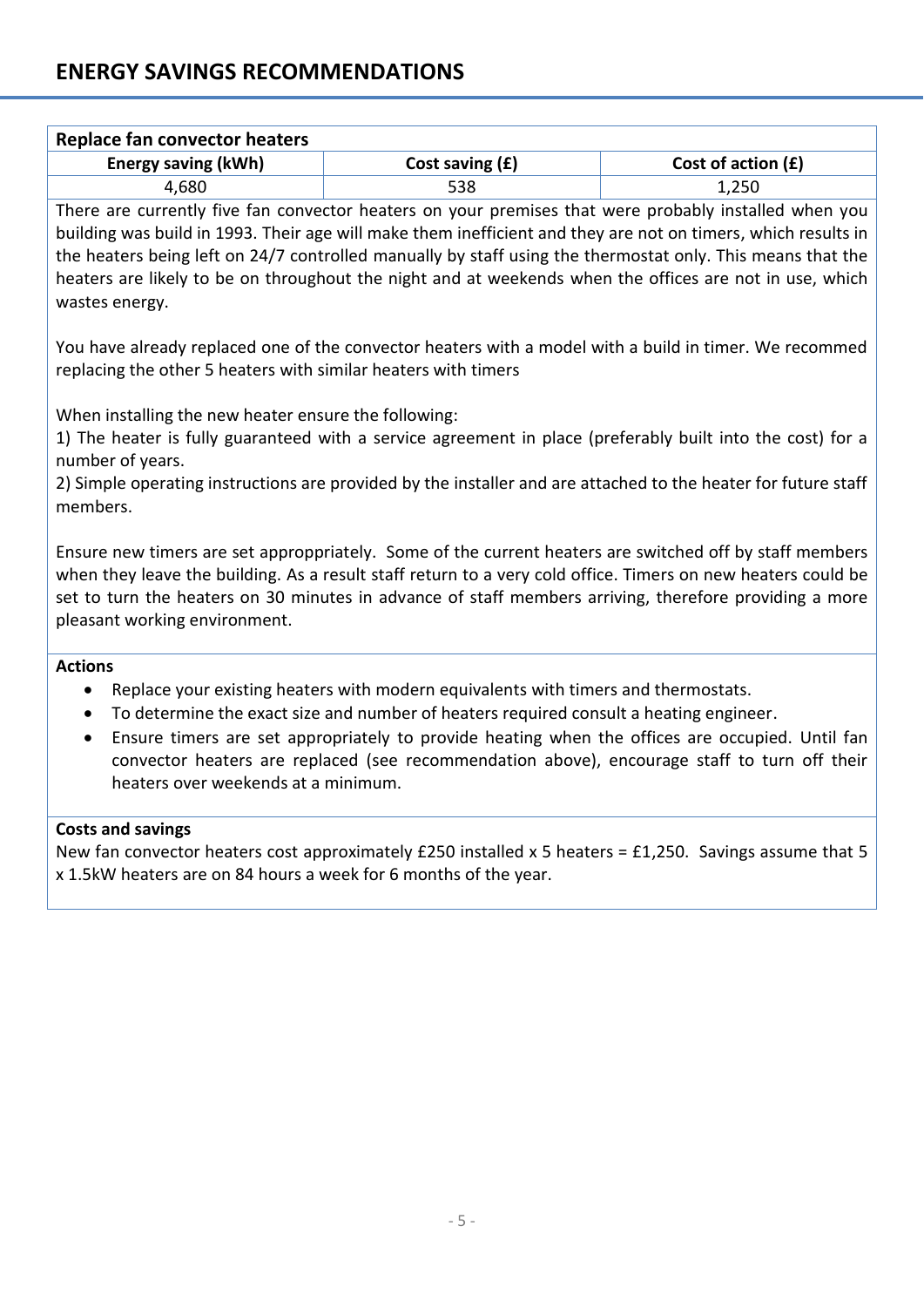## ENERGY SAVINGS RECOMMENDATIONS

| Replace fan convector heaters | | |
|---|---|---|
| **Energy saving (kWh)** | **Cost saving (£)** | **Cost of action (£)** |
| 4,680 | 538 | 1,250 |

There are currently five fan convector heaters on your premises that were probably installed when you building was build in 1993. Their age will make them inefficient and they are not on timers, which results in the heaters being left on 24/7 controlled manually by staff using the thermostat only. This means that the heaters are likely to be on throughout the night and at weekends when the offices are not in use, which wastes energy.

You have already replaced one of the convector heaters with a model with a build in timer. We recommed replacing the other 5 heaters with similar heaters with timers

When installing the new heater ensure the following:
1) The heater is fully guaranteed with a service agreement in place (preferably built into the cost) for a number of years.
2) Simple operating instructions are provided by the installer and are attached to the heater for future staff members.

Ensure new timers are set approppriately. Some of the current heaters are switched off by staff members when they leave the building. As a result staff return to a very cold office. Timers on new heaters could be set to turn the heaters on 30 minutes in advance of staff members arriving, therefore providing a more pleasant working environment.

**Actions**

- Replace your existing heaters with modern equivalents with timers and thermostats.
- To determine the exact size and number of heaters required consult a heating engineer.
- Ensure timers are set appropriately to provide heating when the offices are occupied. Until fan convector heaters are replaced (see recommendation above), encourage staff to turn off their heaters over weekends at a minimum.

**Costs and savings**

New fan convector heaters cost approximately £250 installed x 5 heaters = £1,250. Savings assume that 5 x 1.5kW heaters are on 84 hours a week for 6 months of the year.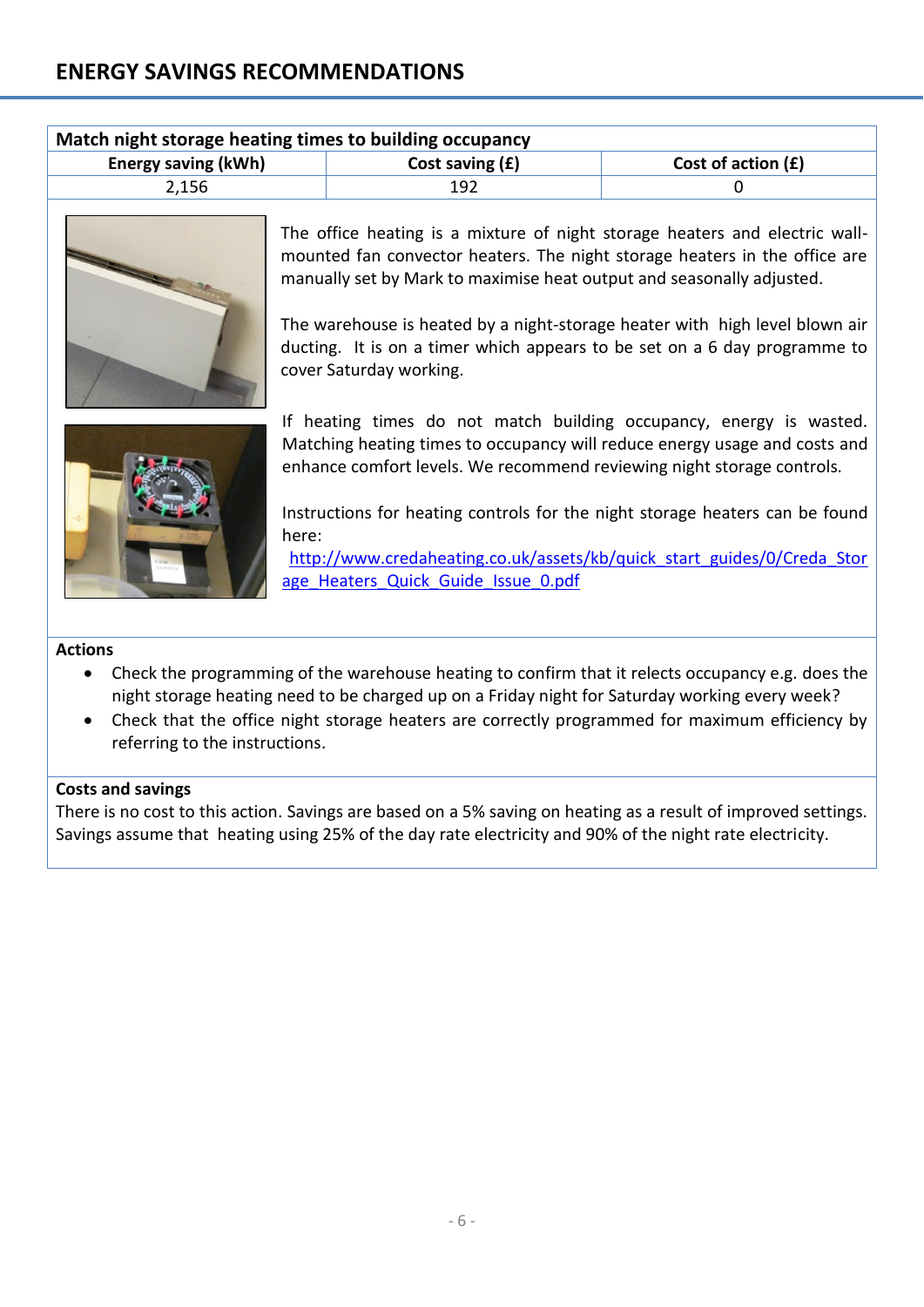## ENERGY SAVINGS RECOMMENDATIONS

| Match night storage heating times to building occupancy | | |
|---|---|---|
| **Energy saving (kWh)** | **Cost saving (£)** | **Cost of action (£)** |
| 2,156 | 192 | 0 |

The office heating is a mixture of night storage heaters and electric wall-mounted fan convector heaters. The night storage heaters in the office are manually set by Mark to maximise heat output and seasonally adjusted.

The warehouse is heated by a night-storage heater with high level blown air ducting. It is on a timer which appears to be set on a 6 day programme to cover Saturday working.

If heating times do not match building occupancy, energy is wasted. Matching heating times to occupancy will reduce energy usage and costs and enhance comfort levels. We recommend reviewing night storage controls.

Instructions for heating controls for the night storage heaters can be found here:
http://www.credaheating.co.uk/assets/kb/quick_start_guides/0/Creda_Storage_Heaters_Quick_Guide_Issue_0.pdf

**Actions**

- Check the programming of the warehouse heating to confirm that it relects occupancy e.g. does the night storage heating need to be charged up on a Friday night for Saturday working every week?
- Check that the office night storage heaters are correctly programmed for maximum efficiency by referring to the instructions.

**Costs and savings**

There is no cost to this action. Savings are based on a 5% saving on heating as a result of improved settings. Savings assume that heating using 25% of the day rate electricity and 90% of the night rate electricity.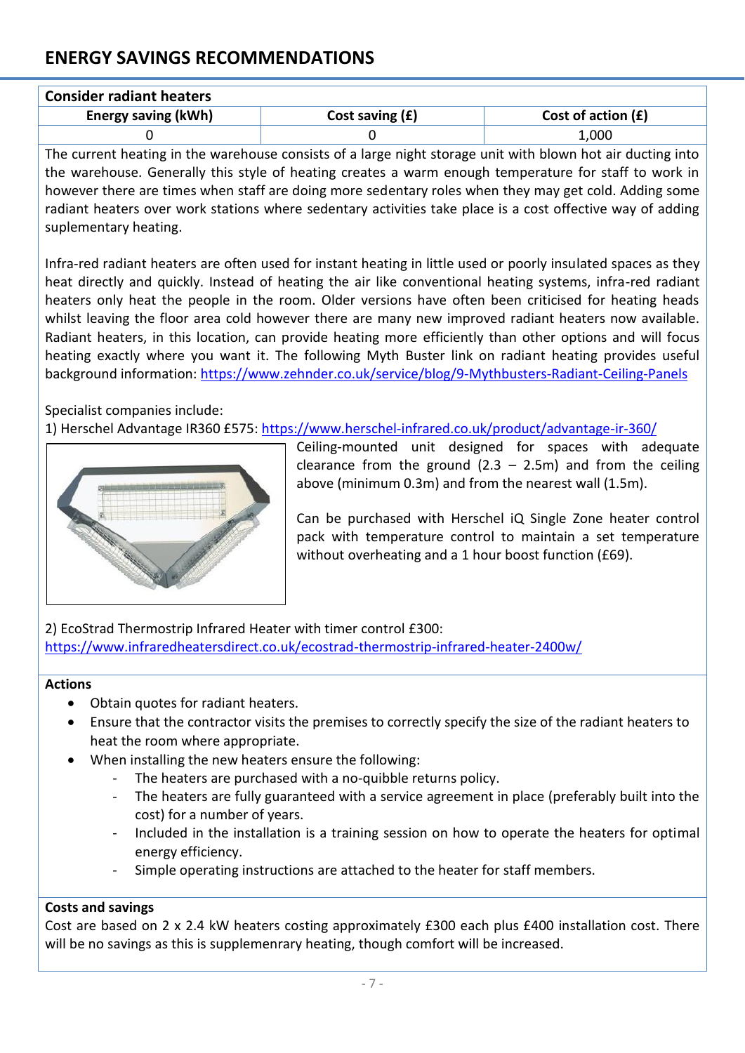## ENERGY SAVINGS RECOMMENDATIONS

**Consider radiant heaters**

| Energy saving (kWh) | Cost saving (£) | Cost of action (£) |
|---|---|---|
| 0 | 0 | 1,000 |

The current heating in the warehouse consists of a large night storage unit with blown hot air ducting into the warehouse. Generally this style of heating creates a warm enough temperature for staff to work in however there are times when staff are doing more sedentary roles when they may get cold. Adding some radiant heaters over work stations where sedentary activities take place is a cost effective way of adding suplementary heating.

Infra-red radiant heaters are often used for instant heating in little used or poorly insulated spaces as they heat directly and quickly. Instead of heating the air like conventional heating systems, infra-red radiant heaters only heat the people in the room. Older versions have often been criticised for heating heads whilst leaving the floor area cold however there are many new improved radiant heaters now available. Radiant heaters, in this location, can provide heating more efficiently than other options and will focus heating exactly where you want it. The following Myth Buster link on radiant heating provides useful background information: https://www.zehnder.co.uk/service/blog/9-Mythbusters-Radiant-Ceiling-Panels

Specialist companies include:

1) Herschel Advantage IR360 £575: https://www.herschel-infrared.co.uk/product/advantage-ir-360/

Ceiling-mounted unit designed for spaces with adequate clearance from the ground (2.3 – 2.5m) and from the ceiling above (minimum 0.3m) and from the nearest wall (1.5m).

Can be purchased with Herschel iQ Single Zone heater control pack with temperature control to maintain a set temperature without overheating and a 1 hour boost function (£69).

2) EcoStrad Thermostrip Infrared Heater with timer control £300: https://www.infraredheatersdirect.co.uk/ecostrad-thermostrip-infrared-heater-2400w/

**Actions**

- Obtain quotes for radiant heaters.
- Ensure that the contractor visits the premises to correctly specify the size of the radiant heaters to heat the room where appropriate.
- When installing the new heaters ensure the following:
  - The heaters are purchased with a no-quibble returns policy.
  - The heaters are fully guaranteed with a service agreement in place (preferably built into the cost) for a number of years.
  - Included in the installation is a training session on how to operate the heaters for optimal energy efficiency.
  - Simple operating instructions are attached to the heater for staff members.

**Costs and savings**

Cost are based on 2 x 2.4 kW heaters costing approximately £300 each plus £400 installation cost. There will be no savings as this is supplemenrary heating, though comfort will be increased.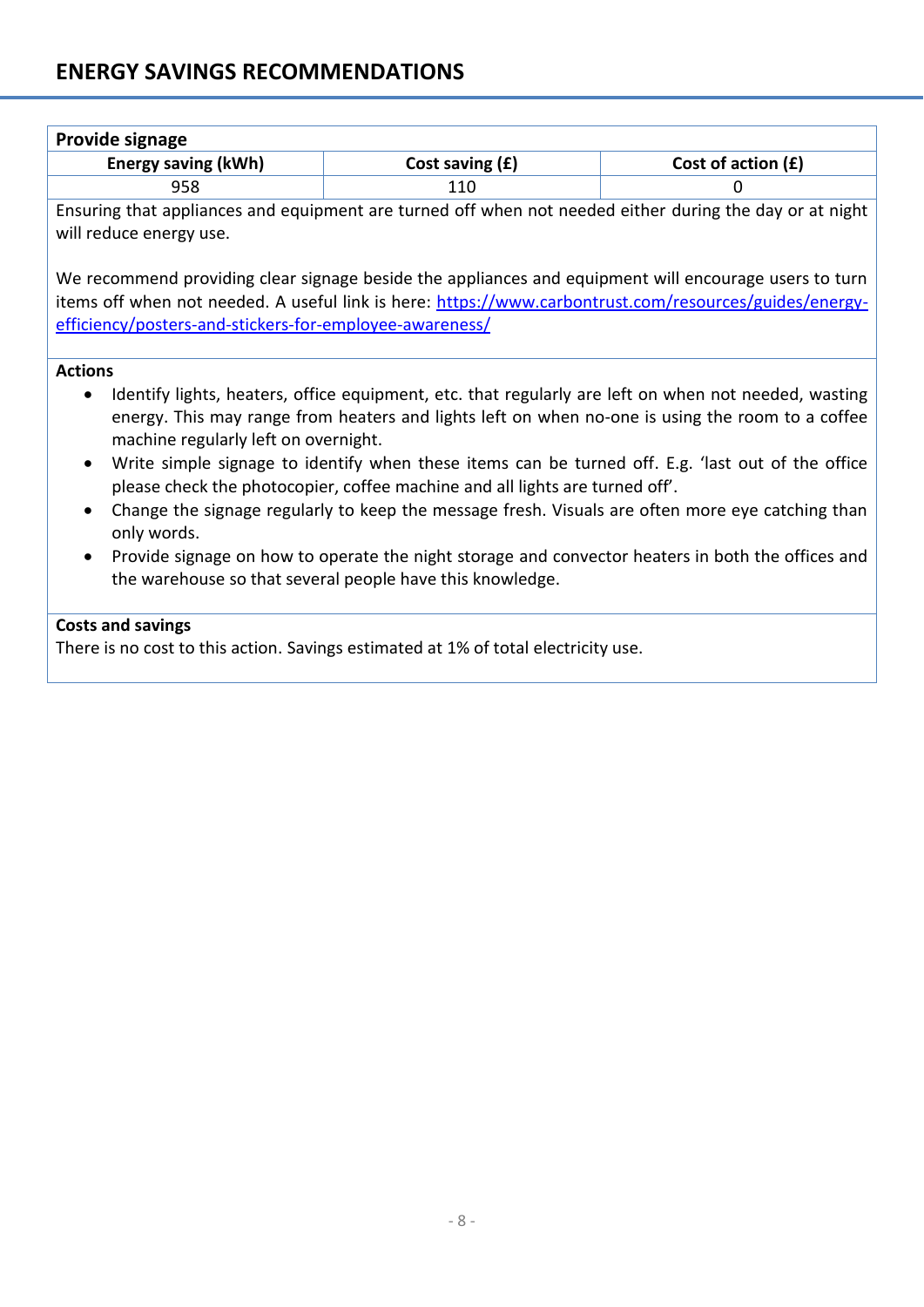## ENERGY SAVINGS RECOMMENDATIONS

### Provide signage

| Energy saving (kWh) | Cost saving (£) | Cost of action (£) |
|---|---|---|
| 958 | 110 | 0 |

Ensuring that appliances and equipment are turned off when not needed either during the day or at night will reduce energy use.

We recommend providing clear signage beside the appliances and equipment will encourage users to turn items off when not needed. A useful link is here: [https://www.carbontrust.com/resources/guides/energy-efficiency/posters-and-stickers-for-employee-awareness/](https://www.carbontrust.com/resources/guides/energy-efficiency/posters-and-stickers-for-employee-awareness/)

**Actions**

- Identify lights, heaters, office equipment, etc. that regularly are left on when not needed, wasting energy. This may range from heaters and lights left on when no-one is using the room to a coffee machine regularly left on overnight.
- Write simple signage to identify when these items can be turned off. E.g. 'last out of the office please check the photocopier, coffee machine and all lights are turned off'.
- Change the signage regularly to keep the message fresh. Visuals are often more eye catching than only words.
- Provide signage on how to operate the night storage and convector heaters in both the offices and the warehouse so that several people have this knowledge.

**Costs and savings**

There is no cost to this action. Savings estimated at 1% of total electricity use.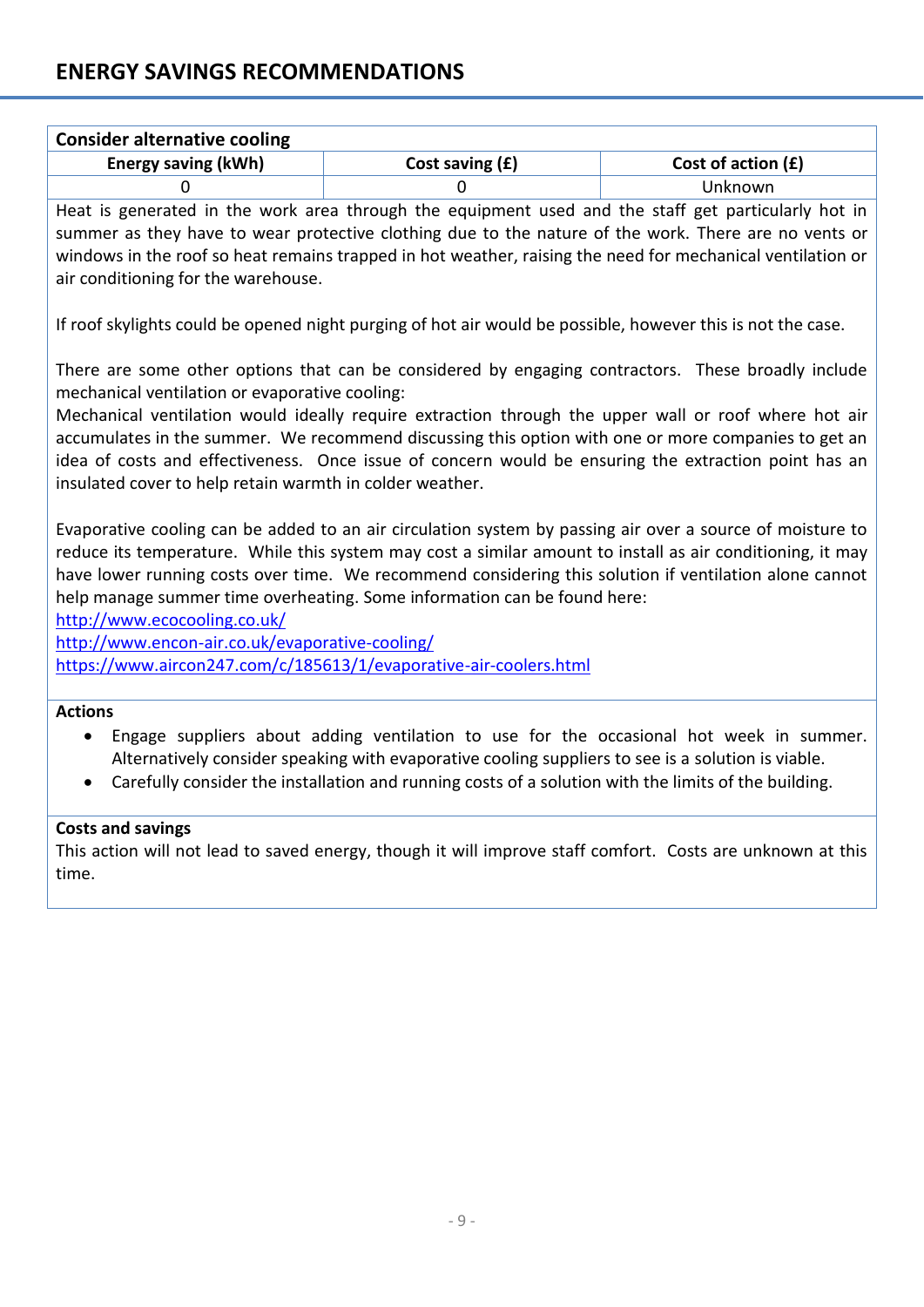## ENERGY SAVINGS RECOMMENDATIONS

### Consider alternative cooling

| Energy saving (kWh) | Cost saving (£) | Cost of action (£) |
|---|---|---|
| 0 | 0 | Unknown |

Heat is generated in the work area through the equipment used and the staff get particularly hot in summer as they have to wear protective clothing due to the nature of the work. There are no vents or windows in the roof so heat remains trapped in hot weather, raising the need for mechanical ventilation or air conditioning for the warehouse.

If roof skylights could be opened night purging of hot air would be possible, however this is not the case.

There are some other options that can be considered by engaging contractors. These broadly include mechanical ventilation or evaporative cooling:

Mechanical ventilation would ideally require extraction through the upper wall or roof where hot air accumulates in the summer. We recommend discussing this option with one or more companies to get an idea of costs and effectiveness. Once issue of concern would be ensuring the extraction point has an insulated cover to help retain warmth in colder weather.

Evaporative cooling can be added to an air circulation system by passing air over a source of moisture to reduce its temperature. While this system may cost a similar amount to install as air conditioning, it may have lower running costs over time. We recommend considering this solution if ventilation alone cannot help manage summer time overheating. Some information can be found here:

http://www.ecocooling.co.uk/
http://www.encon-air.co.uk/evaporative-cooling/
https://www.aircon247.com/c/185613/1/evaporative-air-coolers.html

**Actions**

- Engage suppliers about adding ventilation to use for the occasional hot week in summer. Alternatively consider speaking with evaporative cooling suppliers to see is a solution is viable.
- Carefully consider the installation and running costs of a solution with the limits of the building.

**Costs and savings**

This action will not lead to saved energy, though it will improve staff comfort. Costs are unknown at this time.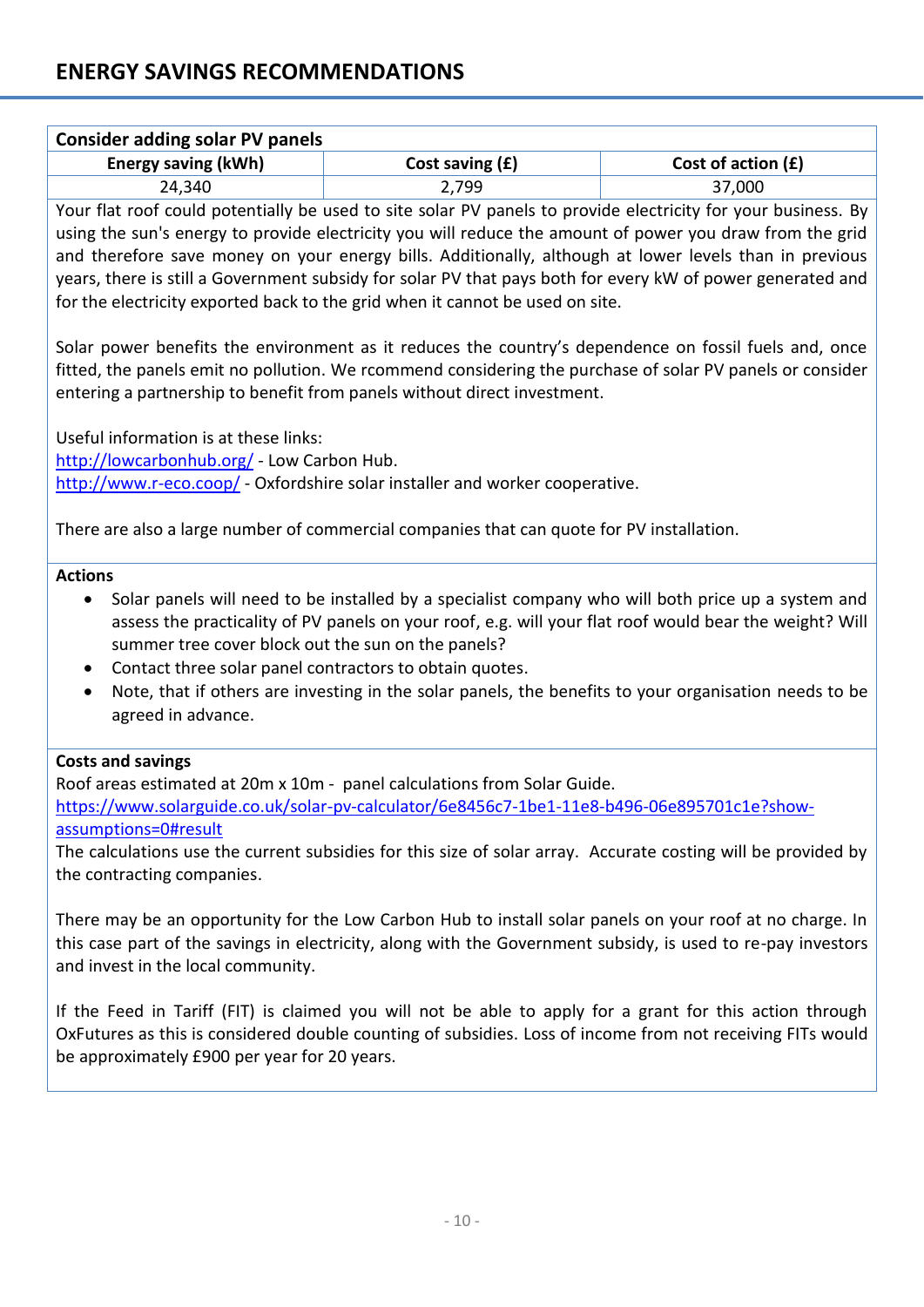## ENERGY SAVINGS RECOMMENDATIONS

**Consider adding solar PV panels**

| Energy saving (kWh) | Cost saving (£) | Cost of action (£) |
|---|---|---|
| 24,340 | 2,799 | 37,000 |

Your flat roof could potentially be used to site solar PV panels to provide electricity for your business. By using the sun's energy to provide electricity you will reduce the amount of power you draw from the grid and therefore save money on your energy bills. Additionally, although at lower levels than in previous years, there is still a Government subsidy for solar PV that pays both for every kW of power generated and for the electricity exported back to the grid when it cannot be used on site.

Solar power benefits the environment as it reduces the country's dependence on fossil fuels and, once fitted, the panels emit no pollution. We rcommend considering the purchase of solar PV panels or consider entering a partnership to benefit from panels without direct investment.

Useful information is at these links:
http://lowcarbonhub.org/ - Low Carbon Hub.
http://www.r-eco.coop/ - Oxfordshire solar installer and worker cooperative.

There are also a large number of commercial companies that can quote for PV installation.

**Actions**

- Solar panels will need to be installed by a specialist company who will both price up a system and assess the practicality of PV panels on your roof, e.g. will your flat roof would bear the weight? Will summer tree cover block out the sun on the panels?
- Contact three solar panel contractors to obtain quotes.
- Note, that if others are investing in the solar panels, the benefits to your organisation needs to be agreed in advance.

**Costs and savings**

Roof areas estimated at 20m x 10m - panel calculations from Solar Guide.
https://www.solarguide.co.uk/solar-pv-calculator/6e8456c7-1be1-11e8-b496-06e895701c1e?show-assumptions=0#result
The calculations use the current subsidies for this size of solar array. Accurate costing will be provided by the contracting companies.

There may be an opportunity for the Low Carbon Hub to install solar panels on your roof at no charge. In this case part of the savings in electricity, along with the Government subsidy, is used to re-pay investors and invest in the local community.

If the Feed in Tariff (FIT) is claimed you will not be able to apply for a grant for this action through OxFutures as this is considered double counting of subsidies. Loss of income from not receiving FITs would be approximately £900 per year for 20 years.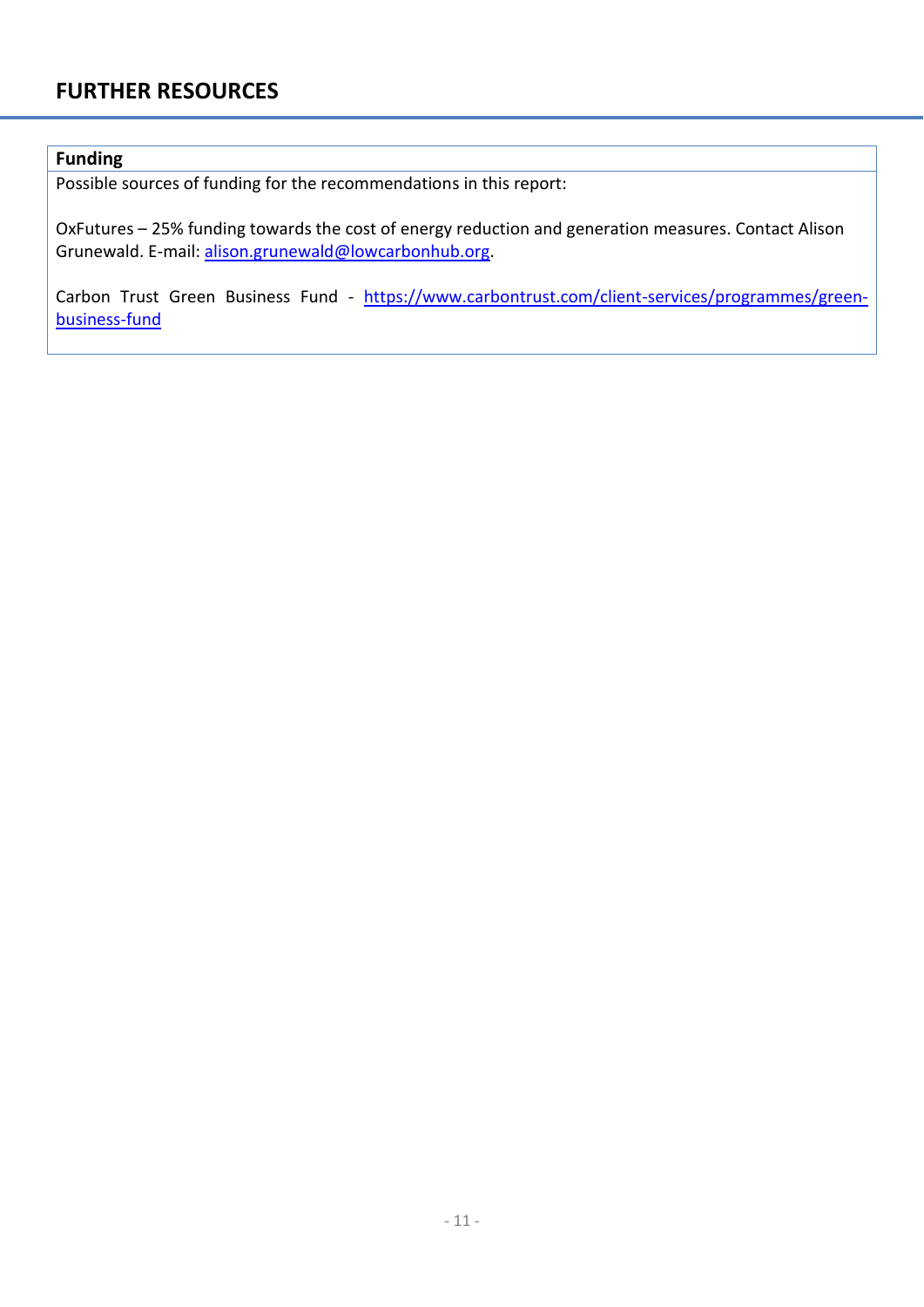# FURTHER RESOURCES

**Funding**

Possible sources of funding for the recommendations in this report:

OxFutures – 25% funding towards the cost of energy reduction and generation measures. Contact Alison Grunewald. E-mail: alison.grunewald@lowcarbonhub.org.

Carbon Trust Green Business Fund - https://www.carbontrust.com/client-services/programmes/green-business-fund